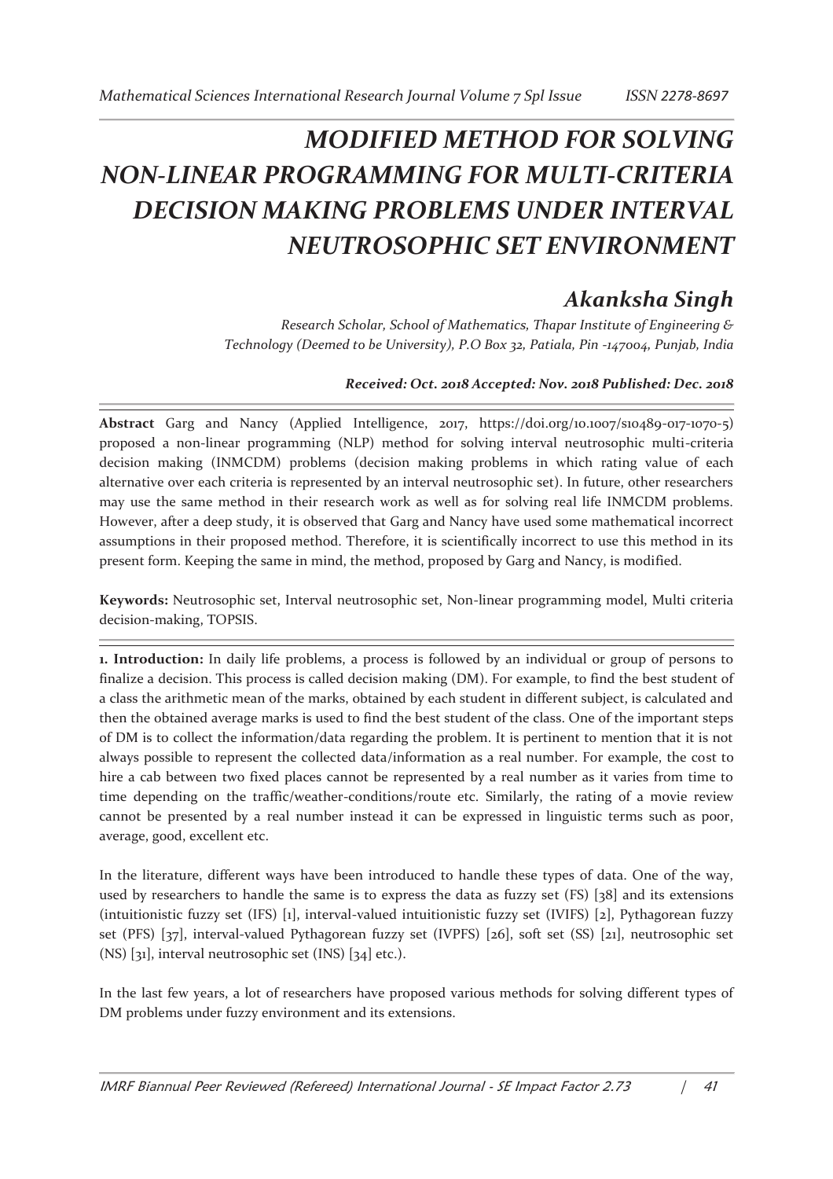# MODIFIED METHOD FOR SOLVING NON-LINEAR PROGRAMMING FOR MULTI-CRITERIA DECISION MAKING PROBLEMS UNDER INTERVAL NEUTROSOPHIC SET ENVIRONMENT

## Akanksha Singh

*Research Scholar, School of Mathematics, Thapar Institute of Engineering & Technology (Deemed to be University), P.O Box 32, Patiala, Pin -147004, Punjab, India*

***Received: Oct. 2018 Accepted: Nov. 2018 Published: Dec. 2018***

**Abstract** Garg and Nancy (Applied Intelligence, 2017, https://doi.org/10.1007/s10489-017-1070-5) proposed a non-linear programming (NLP) method for solving interval neutrosophic multi-criteria decision making (INMCDM) problems (decision making problems in which rating value of each alternative over each criteria is represented by an interval neutrosophic set). In future, other researchers may use the same method in their research work as well as for solving real life INMCDM problems. However, after a deep study, it is observed that Garg and Nancy have used some mathematical incorrect assumptions in their proposed method. Therefore, it is scientifically incorrect to use this method in its present form. Keeping the same in mind, the method, proposed by Garg and Nancy, is modified.

**Keywords:** Neutrosophic set, Interval neutrosophic set, Non-linear programming model, Multi criteria decision-making, TOPSIS.

**1. Introduction:** In daily life problems, a process is followed by an individual or group of persons to finalize a decision. This process is called decision making (DM). For example, to find the best student of a class the arithmetic mean of the marks, obtained by each student in different subject, is calculated and then the obtained average marks is used to find the best student of the class. One of the important steps of DM is to collect the information/data regarding the problem. It is pertinent to mention that it is not always possible to represent the collected data/information as a real number. For example, the cost to hire a cab between two fixed places cannot be represented by a real number as it varies from time to time depending on the traffic/weather-conditions/route etc. Similarly, the rating of a movie review cannot be presented by a real number instead it can be expressed in linguistic terms such as poor, average, good, excellent etc.

In the literature, different ways have been introduced to handle these types of data. One of the way, used by researchers to handle the same is to express the data as fuzzy set (FS) [38] and its extensions (intuitionistic fuzzy set (IFS) [1], interval-valued intuitionistic fuzzy set (IVIFS) [2], Pythagorean fuzzy set (PFS) [37], interval-valued Pythagorean fuzzy set (IVPFS) [26], soft set (SS) [21], neutrosophic set (NS) [31], interval neutrosophic set (INS) [34] etc.).

In the last few years, a lot of researchers have proposed various methods for solving different types of DM problems under fuzzy environment and its extensions.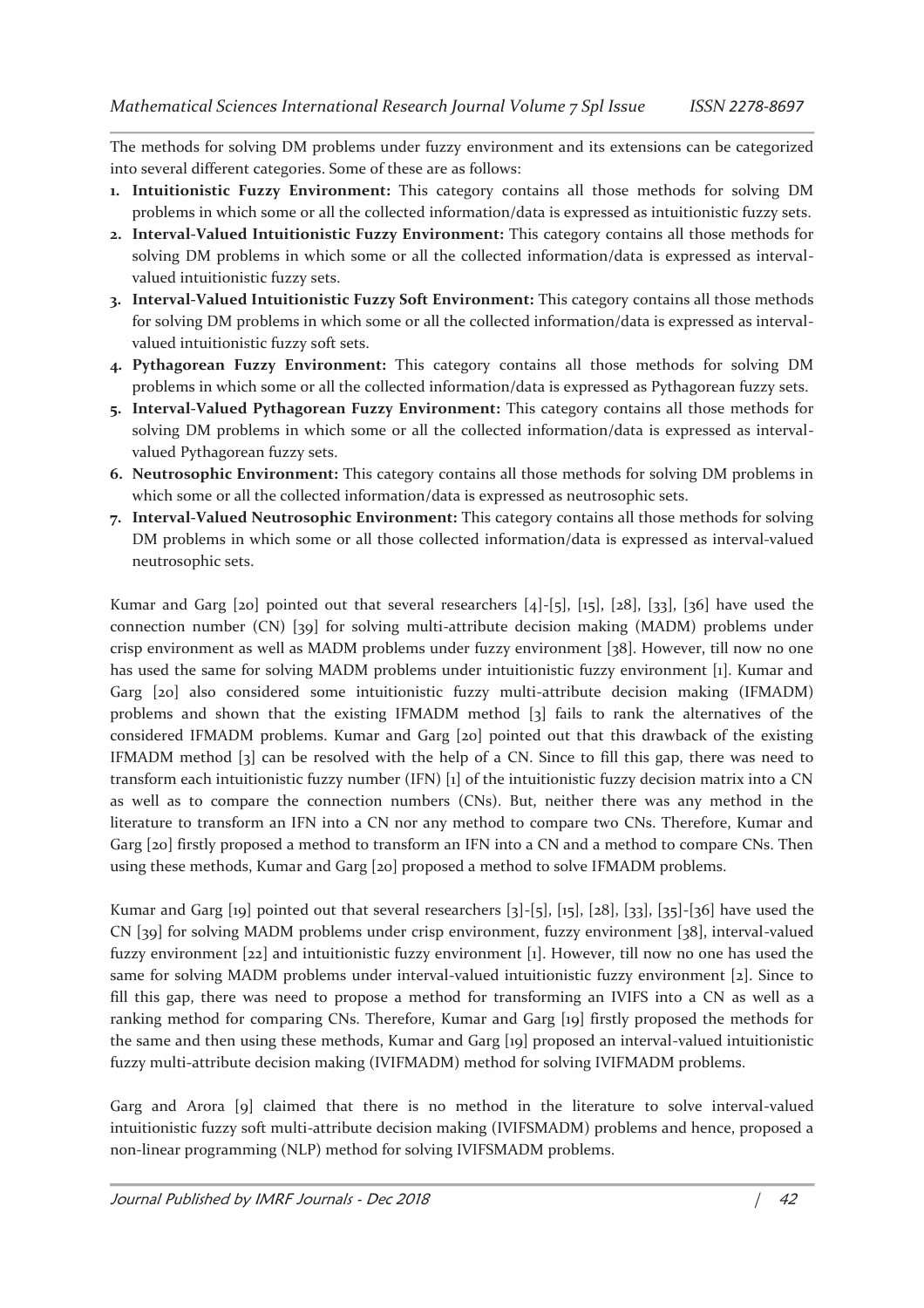The methods for solving DM problems under fuzzy environment and its extensions can be categorized into several different categories. Some of these are as follows:

1. **Intuitionistic Fuzzy Environment:** This category contains all those methods for solving DM problems in which some or all the collected information/data is expressed as intuitionistic fuzzy sets.
2. **Interval-Valued Intuitionistic Fuzzy Environment:** This category contains all those methods for solving DM problems in which some or all the collected information/data is expressed as interval-valued intuitionistic fuzzy sets.
3. **Interval-Valued Intuitionistic Fuzzy Soft Environment:** This category contains all those methods for solving DM problems in which some or all the collected information/data is expressed as interval-valued intuitionistic fuzzy soft sets.
4. **Pythagorean Fuzzy Environment:** This category contains all those methods for solving DM problems in which some or all the collected information/data is expressed as Pythagorean fuzzy sets.
5. **Interval-Valued Pythagorean Fuzzy Environment:** This category contains all those methods for solving DM problems in which some or all the collected information/data is expressed as interval-valued Pythagorean fuzzy sets.
6. **Neutrosophic Environment:** This category contains all those methods for solving DM problems in which some or all the collected information/data is expressed as neutrosophic sets.
7. **Interval-Valued Neutrosophic Environment:** This category contains all those methods for solving DM problems in which some or all those collected information/data is expressed as interval-valued neutrosophic sets.

Kumar and Garg [20] pointed out that several researchers [4]-[5], [15], [28], [33], [36] have used the connection number (CN) [39] for solving multi-attribute decision making (MADM) problems under crisp environment as well as MADM problems under fuzzy environment [38]. However, till now no one has used the same for solving MADM problems under intuitionistic fuzzy environment [1]. Kumar and Garg [20] also considered some intuitionistic fuzzy multi-attribute decision making (IFMADM) problems and shown that the existing IFMADM method [3] fails to rank the alternatives of the considered IFMADM problems. Kumar and Garg [20] pointed out that this drawback of the existing IFMADM method [3] can be resolved with the help of a CN. Since to fill this gap, there was need to transform each intuitionistic fuzzy number (IFN) [1] of the intuitionistic fuzzy decision matrix into a CN as well as to compare the connection numbers (CNs). But, neither there was any method in the literature to transform an IFN into a CN nor any method to compare two CNs. Therefore, Kumar and Garg [20] firstly proposed a method to transform an IFN into a CN and a method to compare CNs. Then using these methods, Kumar and Garg [20] proposed a method to solve IFMADM problems.

Kumar and Garg [19] pointed out that several researchers [3]-[5], [15], [28], [33], [35]-[36] have used the CN [39] for solving MADM problems under crisp environment, fuzzy environment [38], interval-valued fuzzy environment [22] and intuitionistic fuzzy environment [1]. However, till now no one has used the same for solving MADM problems under interval-valued intuitionistic fuzzy environment [2]. Since to fill this gap, there was need to propose a method for transforming an IVIFS into a CN as well as a ranking method for comparing CNs. Therefore, Kumar and Garg [19] firstly proposed the methods for the same and then using these methods, Kumar and Garg [19] proposed an interval-valued intuitionistic fuzzy multi-attribute decision making (IVIFMADM) method for solving IVIFMADM problems.

Garg and Arora [9] claimed that there is no method in the literature to solve interval-valued intuitionistic fuzzy soft multi-attribute decision making (IVIFSMADM) problems and hence, proposed a non-linear programming (NLP) method for solving IVIFSMADM problems.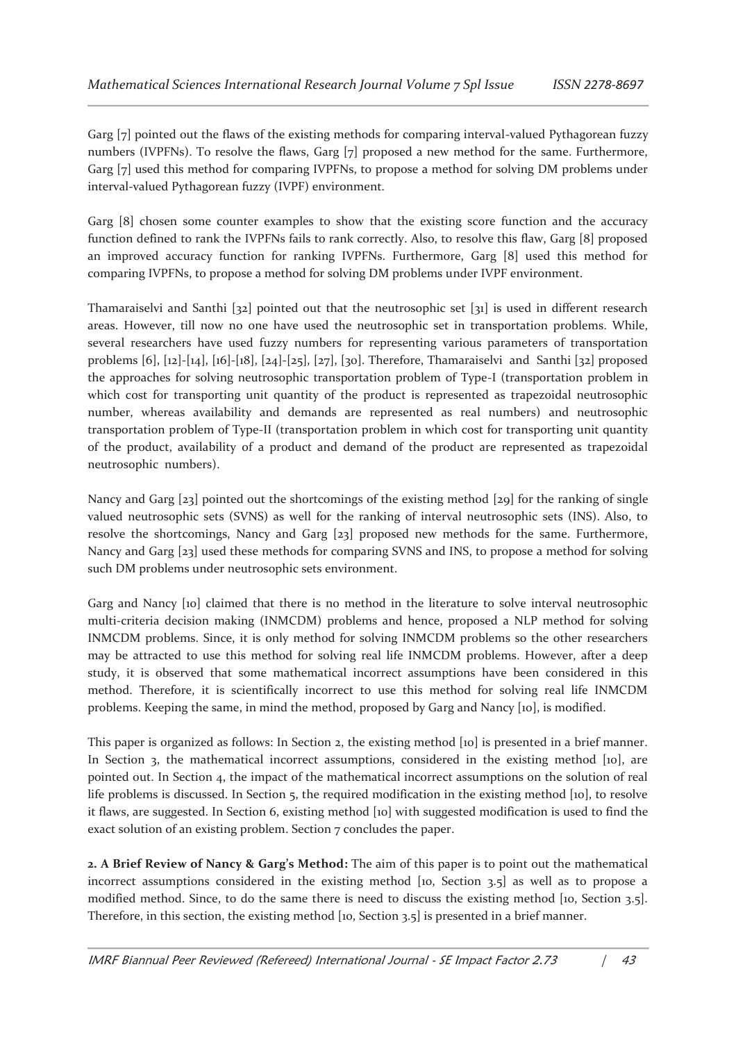Garg [7] pointed out the flaws of the existing methods for comparing interval-valued Pythagorean fuzzy numbers (IVPFNs). To resolve the flaws, Garg [7] proposed a new method for the same. Furthermore, Garg [7] used this method for comparing IVPFNs, to propose a method for solving DM problems under interval-valued Pythagorean fuzzy (IVPF) environment.

Garg [8] chosen some counter examples to show that the existing score function and the accuracy function defined to rank the IVPFNs fails to rank correctly. Also, to resolve this flaw, Garg [8] proposed an improved accuracy function for ranking IVPFNs. Furthermore, Garg [8] used this method for comparing IVPFNs, to propose a method for solving DM problems under IVPF environment.

Thamaraiselvi and Santhi [32] pointed out that the neutrosophic set [31] is used in different research areas. However, till now no one have used the neutrosophic set in transportation problems. While, several researchers have used fuzzy numbers for representing various parameters of transportation problems [6], [12]-[14], [16]-[18], [24]-[25], [27], [30]. Therefore, Thamaraiselvi and Santhi [32] proposed the approaches for solving neutrosophic transportation problem of Type-I (transportation problem in which cost for transporting unit quantity of the product is represented as trapezoidal neutrosophic number, whereas availability and demands are represented as real numbers) and neutrosophic transportation problem of Type-II (transportation problem in which cost for transporting unit quantity of the product, availability of a product and demand of the product are represented as trapezoidal neutrosophic numbers).

Nancy and Garg [23] pointed out the shortcomings of the existing method [29] for the ranking of single valued neutrosophic sets (SVNS) as well for the ranking of interval neutrosophic sets (INS). Also, to resolve the shortcomings, Nancy and Garg [23] proposed new methods for the same. Furthermore, Nancy and Garg [23] used these methods for comparing SVNS and INS, to propose a method for solving such DM problems under neutrosophic sets environment.

Garg and Nancy [10] claimed that there is no method in the literature to solve interval neutrosophic multi-criteria decision making (INMCDM) problems and hence, proposed a NLP method for solving INMCDM problems. Since, it is only method for solving INMCDM problems so the other researchers may be attracted to use this method for solving real life INMCDM problems. However, after a deep study, it is observed that some mathematical incorrect assumptions have been considered in this method. Therefore, it is scientifically incorrect to use this method for solving real life INMCDM problems. Keeping the same, in mind the method, proposed by Garg and Nancy [10], is modified.

This paper is organized as follows: In Section 2, the existing method [10] is presented in a brief manner. In Section 3, the mathematical incorrect assumptions, considered in the existing method [10], are pointed out. In Section 4, the impact of the mathematical incorrect assumptions on the solution of real life problems is discussed. In Section 5, the required modification in the existing method [10], to resolve it flaws, are suggested. In Section 6, existing method [10] with suggested modification is used to find the exact solution of an existing problem. Section 7 concludes the paper.

**2. A Brief Review of Nancy & Garg's Method:** The aim of this paper is to point out the mathematical incorrect assumptions considered in the existing method [10, Section 3.5] as well as to propose a modified method. Since, to do the same there is need to discuss the existing method [10, Section 3.5]. Therefore, in this section, the existing method [10, Section 3.5] is presented in a brief manner.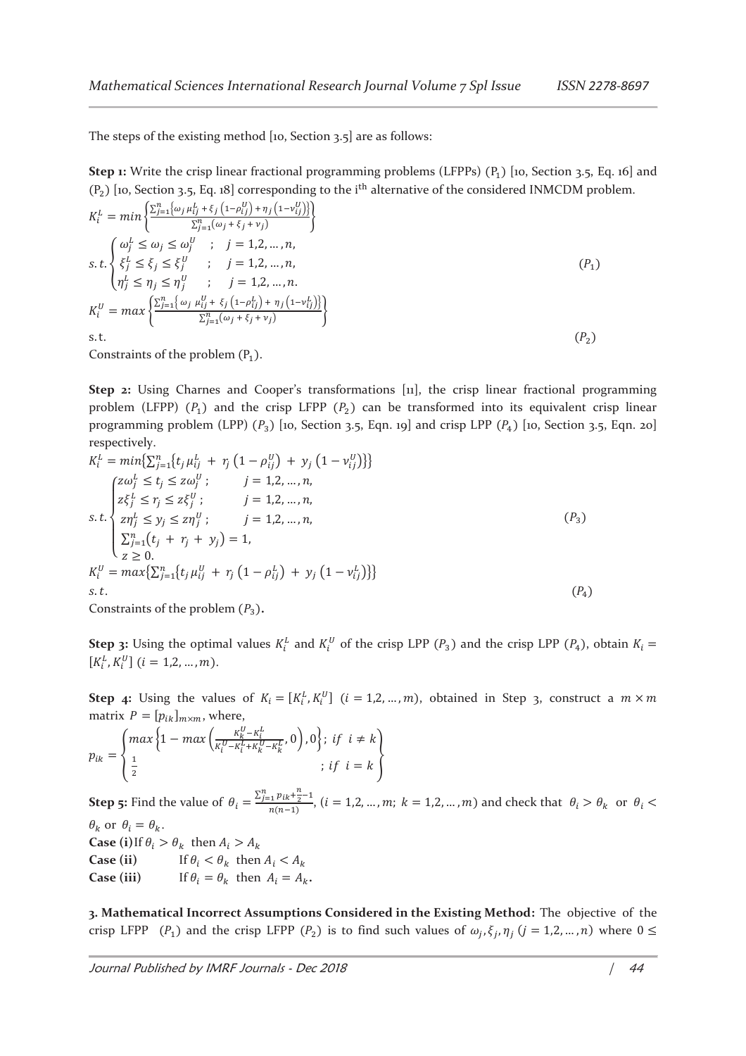The steps of the existing method [10, Section 3.5] are as follows:

**Step 1:** Write the crisp linear fractional programming problems (LFPPs) ($P_1$) [10, Section 3.5, Eq. 16] and ($P_2$) [10, Section 3.5, Eq. 18] corresponding to the i[th] alternative of the considered INMCDM problem.

$$K_i^L = min\left\{\frac{\sum_{j=1}^{n}\left\{\omega_j\,\mu_{ij}^L + \xi_j\left(1-\rho_{ij}^U\right) + \eta_j\left(1-\nu_{ij}^U\right)\right\}}{\sum_{j=1}^{n}(\omega_j + \xi_j + \nu_j)}\right\}$$

$$s.t.\begin{cases}\omega_j^L \le \omega_j \le \omega_j^U & ; \quad j = 1,2,\dots,n,\\ \xi_j^L \le \xi_j \le \xi_j^U & ; \quad j = 1,2,\dots,n,\\ \eta_j^L \le \eta_j \le \eta_j^U & ; \quad j = 1,2,\dots,n.\end{cases} \qquad (P_1)$$

$$K_i^U = max\left\{\frac{\sum_{j=1}^{n}\left\{\omega_j\,\mu_{ij}^U + \xi_j\left(1-\rho_{ij}^L\right) + \eta_j\left(1-\nu_{ij}^L\right)\right\}}{\sum_{j=1}^{n}(\omega_j + \xi_j + \nu_j)}\right\}$$

s.t. $\qquad (P_2)$

Constraints of the problem ($P_1$).

**Step 2:** Using Charnes and Cooper's transformations [11], the crisp linear fractional programming problem (LFPP) ($P_1$) and the crisp LFPP ($P_2$) can be transformed into its equivalent crisp linear programming problem (LPP) ($P_3$) [10, Section 3.5, Eqn. 19] and crisp LPP ($P_4$) [10, Section 3.5, Eqn. 20] respectively.

$$K_i^L = min\left\{\sum_{j=1}^{n}\left\{t_j\,\mu_{ij}^L + r_j\left(1-\rho_{ij}^U\right) + y_j\left(1-\nu_{ij}^U\right)\right\}\right\}$$

$$s.t.\begin{cases}z\omega_j^L \le t_j \le z\omega_j^U\,; & j = 1,2,\dots,n,\\ z\xi_j^L \le r_j \le z\xi_j^U\,; & j = 1,2,\dots,n,\\ z\eta_j^L \le y_j \le z\eta_j^U\,; & j = 1,2,\dots,n,\\ \sum_{j=1}^{n}\left(t_j + r_j + y_j\right) = 1, & \\ z \ge 0. & \end{cases} \qquad (P_3)$$

$$K_i^U = max\left\{\sum_{j=1}^{n}\left\{t_j\,\mu_{ij}^U + r_j\left(1-\rho_{ij}^L\right) + y_j\left(1-\nu_{ij}^L\right)\right\}\right\}$$

$s.t.$ $\qquad (P_4)$

Constraints of the problem ($P_3$).

**Step 3:** Using the optimal values $K_i^L$ and $K_i^U$ of the crisp LPP ($P_3$) and the crisp LPP ($P_4$), obtain $K_i = [K_i^L, K_i^U]$ $(i = 1,2,\dots,m)$.

**Step 4:** Using the values of $K_i = [K_i^L, K_i^U]$ $(i = 1,2,\dots,m)$, obtained in Step 3, construct a $m \times m$ matrix $P = [p_{ik}]_{m\times m}$, where,

$$p_{ik} = \begin{cases} max\left\{1 - max\left(\frac{K_k^U - K_i^L}{K_i^U - K_i^L + K_k^U - K_k^L}, 0\right), 0\right\}; & if\ \ i \ne k \\ \frac{1}{2} & ; if\ \ i = k \end{cases}$$

**Step 5:** Find the value of $\theta_i = \frac{\sum_{j=1}^{n} p_{ik} + \frac{n}{2} - 1}{n(n-1)}$, $(i = 1,2,\dots,m;\ k = 1,2,\dots,m)$ and check that $\theta_i > \theta_k$ or $\theta_i < \theta_k$ or $\theta_i = \theta_k$.

**Case (i)** If $\theta_i > \theta_k$ then $A_i > A_k$

**Case (ii)** If $\theta_i < \theta_k$ then $A_i < A_k$

**Case (iii)** If $\theta_i = \theta_k$ then $A_i = A_k$.

**3. Mathematical Incorrect Assumptions Considered in the Existing Method:** The objective of the crisp LFPP ($P_1$) and the crisp LFPP ($P_2$) is to find such values of $\omega_j, \xi_j, \eta_j$ $(j = 1,2,\dots,n)$ where $0 \le$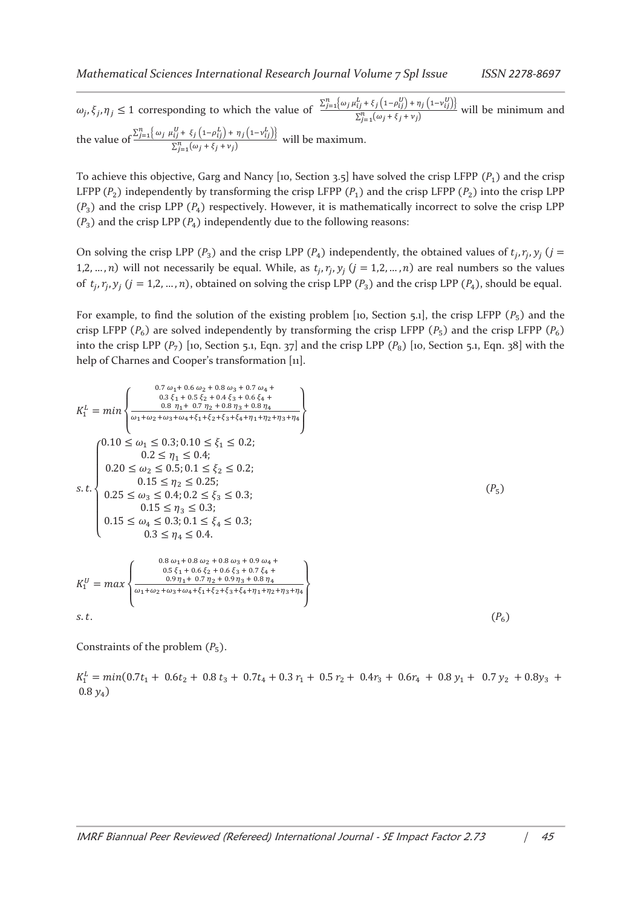$\omega_j, \xi_j, \eta_j \leq 1$ corresponding to which the value of $\frac{\sum_{j=1}^{n}\left\{\omega_j \mu_{ij}^L + \xi_j\left(1-\rho_{ij}^U\right) + \eta_j\left(1-\nu_{ij}^U\right)\right\}}{\sum_{j=1}^{n}(\omega_j + \xi_j + \nu_j)}$ will be minimum and the value of $\frac{\sum_{j=1}^{n}\left\{\omega_j \mu_{ij}^U + \xi_j\left(1-\rho_{ij}^L\right) + \eta_j\left(1-\nu_{ij}^L\right)\right\}}{\sum_{j=1}^{n}(\omega_j + \xi_j + \nu_j)}$ will be maximum.

To achieve this objective, Garg and Nancy [10, Section 3.5] have solved the crisp LFPP $(P_1)$ and the crisp LFPP $(P_2)$ independently by transforming the crisp LFPP $(P_1)$ and the crisp LFPP $(P_2)$ into the crisp LPP $(P_3)$ and the crisp LPP $(P_4)$ respectively. However, it is mathematically incorrect to solve the crisp LPP $(P_3)$ and the crisp LPP $(P_4)$ independently due to the following reasons:

On solving the crisp LPP $(P_3)$ and the crisp LPP $(P_4)$ independently, the obtained values of $t_j, r_j, y_j$ $(j = 1,2,\ldots,n)$ will not necessarily be equal. While, as $t_j, r_j, y_j$ $(j = 1,2,\ldots,n)$ are real numbers so the values of $t_j, r_j, y_j$ $(j = 1,2,\ldots,n)$, obtained on solving the crisp LPP $(P_3)$ and the crisp LPP $(P_4)$, should be equal.

For example, to find the solution of the existing problem [10, Section 5.1], the crisp LFPP $(P_5)$ and the crisp LFPP $(P_6)$ are solved independently by transforming the crisp LFPP $(P_5)$ and the crisp LFPP $(P_6)$ into the crisp LPP $(P_7)$ [10, Section 5.1, Eqn. 37] and the crisp LPP $(P_8)$ [10, Section 5.1, Eqn. 38] with the help of Charnes and Cooper's transformation [11].

$$K_1^L = min\left\{\frac{\begin{array}{c}0.7\,\omega_1 + 0.6\,\omega_2 + 0.8\,\omega_3 + 0.7\,\omega_4 + \\ 0.3\,\xi_1 + 0.5\,\xi_2 + 0.4\,\xi_3 + 0.6\,\xi_4 + \\ 0.8\,\eta_1 + 0.7\,\eta_2 + 0.8\,\eta_3 + 0.8\,\eta_4\end{array}}{\omega_1+\omega_2+\omega_3+\omega_4+\xi_1+\xi_2+\xi_3+\xi_4+\eta_1+\eta_2+\eta_3+\eta_4}\right\}$$

$$s.t.\begin{cases}0.10 \leq \omega_1 \leq 0.3;\, 0.10 \leq \xi_1 \leq 0.2; \\ \quad 0.2 \leq \eta_1 \leq 0.4; \\ 0.20 \leq \omega_2 \leq 0.5;\, 0.1 \leq \xi_2 \leq 0.2; \\ \quad 0.15 \leq \eta_2 \leq 0.25; \\ 0.25 \leq \omega_3 \leq 0.4;\, 0.2 \leq \xi_3 \leq 0.3; \\ \quad 0.15 \leq \eta_3 \leq 0.3; \\ 0.15 \leq \omega_4 \leq 0.3;\, 0.1 \leq \xi_4 \leq 0.3; \\ \quad 0.3 \leq \eta_4 \leq 0.4.\end{cases} \qquad (P_5)$$

$$K_1^U = max\left\{\frac{\begin{array}{c}0.8\,\omega_1 + 0.8\,\omega_2 + 0.8\,\omega_3 + 0.9\,\omega_4 + \\ 0.5\,\xi_1 + 0.6\,\xi_2 + 0.6\,\xi_3 + 0.7\,\xi_4 + \\ 0.9\,\eta_1 + 0.7\,\eta_2 + 0.9\,\eta_3 + 0.8\,\eta_4\end{array}}{\omega_1+\omega_2+\omega_3+\omega_4+\xi_1+\xi_2+\xi_3+\xi_4+\eta_1+\eta_2+\eta_3+\eta_4}\right\}$$

$$s.t. \qquad (P_6)$$

Constraints of the problem $(P_5)$.

$K_1^L = min(0.7t_1 + 0.6t_2 + 0.8\,t_3 + 0.7t_4 + 0.3\,r_1 + 0.5\,r_2 + 0.4r_3 + 0.6r_4 + 0.8\,y_1 + 0.7\,y_2 + 0.8y_3 + 0.8\,y_4)$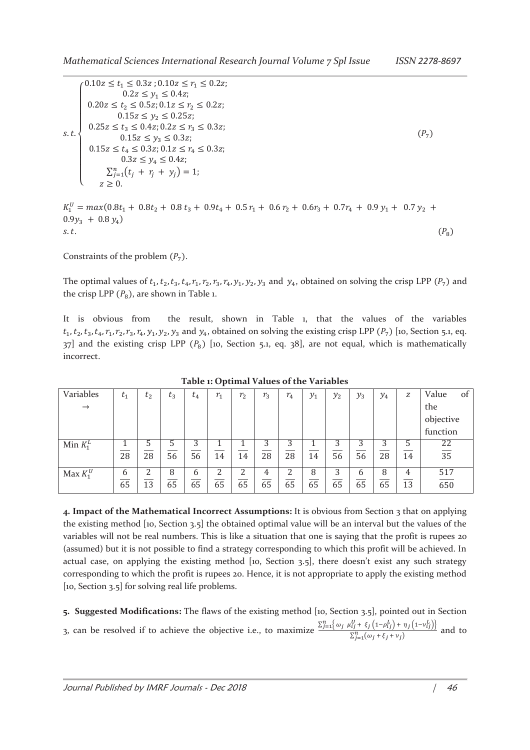$$
s.t.\begin{cases}
0.10z \le t_1 \le 0.3z\;; 0.10z \le r_1 \le 0.2z; \\
0.2z \le y_1 \le 0.4z; \\
0.20z \le t_2 \le 0.5z; 0.1z \le r_2 \le 0.2z; \\
0.15z \le y_2 \le 0.25z; \\
0.25z \le t_3 \le 0.4z; 0.2z \le r_3 \le 0.3z; \\
0.15z \le y_3 \le 0.3z; \\
0.15z \le t_4 \le 0.3z; 0.1z \le r_4 \le 0.3z; \\
0.3z \le y_4 \le 0.4z; \\
\sum_{j=1}^{n}\left(t_j + r_j + y_j\right) = 1; \\
z \ge 0.
\end{cases} \qquad (P_7)
$$

$$
K_1^U = max(0.8t_1 + 0.8t_2 + 0.8\,t_3 + 0.9t_4 + 0.5\,r_1 + 0.6\,r_2 + 0.6r_3 + 0.7r_4 + 0.9\,y_1 + 0.7\,y_2 + 0.9y_3 + 0.8\,y_4)
$$

$$
s.t. \qquad (P_8)
$$

Constraints of the problem $(P_7)$.

The optimal values of $t_1, t_2, t_3, t_4, r_1, r_2, r_3, r_4, y_1, y_2, y_3$ and $y_4$, obtained on solving the crisp LPP $(P_7)$ and the crisp LPP $(P_8)$, are shown in Table 1.

It is obvious from the result, shown in Table 1, that the values of the variables $t_1, t_2, t_3, t_4, r_1, r_2, r_3, r_4, y_1, y_2, y_3$ and $y_4$, obtained on solving the existing crisp LPP $(P_7)$ [10, Section 5.1, eq. 37] and the existing crisp LPP $(P_8)$ [10, Section 5.1, eq. 38], are not equal, which is mathematically incorrect.

**Table 1: Optimal Values of the Variables**

| Variables → | $t_1$ | $t_2$ | $t_3$ | $t_4$ | $r_1$ | $r_2$ | $r_3$ | $r_4$ | $y_1$ | $y_2$ | $y_3$ | $y_4$ | $z$ | Value of the objective function |
|---|---|---|---|---|---|---|---|---|---|---|---|---|---|---|
| Min $K_1^L$ | $\frac{1}{28}$ | $\frac{5}{28}$ | $\frac{5}{56}$ | $\frac{3}{56}$ | $\frac{1}{14}$ | $\frac{1}{14}$ | $\frac{3}{28}$ | $\frac{3}{28}$ | $\frac{1}{14}$ | $\frac{3}{56}$ | $\frac{3}{56}$ | $\frac{3}{28}$ | $\frac{5}{14}$ | $\frac{22}{35}$ |
| Max $K_1^U$ | $\frac{6}{65}$ | $\frac{2}{13}$ | $\frac{8}{65}$ | $\frac{6}{65}$ | $\frac{2}{65}$ | $\frac{2}{65}$ | $\frac{4}{65}$ | $\frac{2}{65}$ | $\frac{8}{65}$ | $\frac{3}{65}$ | $\frac{6}{65}$ | $\frac{8}{65}$ | $\frac{4}{13}$ | $\frac{517}{650}$ |

**4. Impact of the Mathematical Incorrect Assumptions:** It is obvious from Section 3 that on applying the existing method [10, Section 3.5] the obtained optimal value will be an interval but the values of the variables will not be real numbers. This is like a situation that one is saying that the profit is rupees 20 (assumed) but it is not possible to find a strategy corresponding to which this profit will be achieved. In actual case, on applying the existing method [10, Section 3.5], there doesn't exist any such strategy corresponding to which the profit is rupees 20. Hence, it is not appropriate to apply the existing method [10, Section 3.5] for solving real life problems.

**5. Suggested Modifications:** The flaws of the existing method [10, Section 3.5], pointed out in Section 3, can be resolved if to achieve the objective i.e., to maximize $\frac{\sum_{j=1}^{n}\left\{\omega_j\;\mu_{ij}^U + \xi_j\left(1-\rho_{ij}^L\right) + \eta_j\left(1-\nu_{ij}^L\right)\right\}}{\sum_{j=1}^{n}\left(\omega_j + \xi_j + \nu_j\right)}$ and to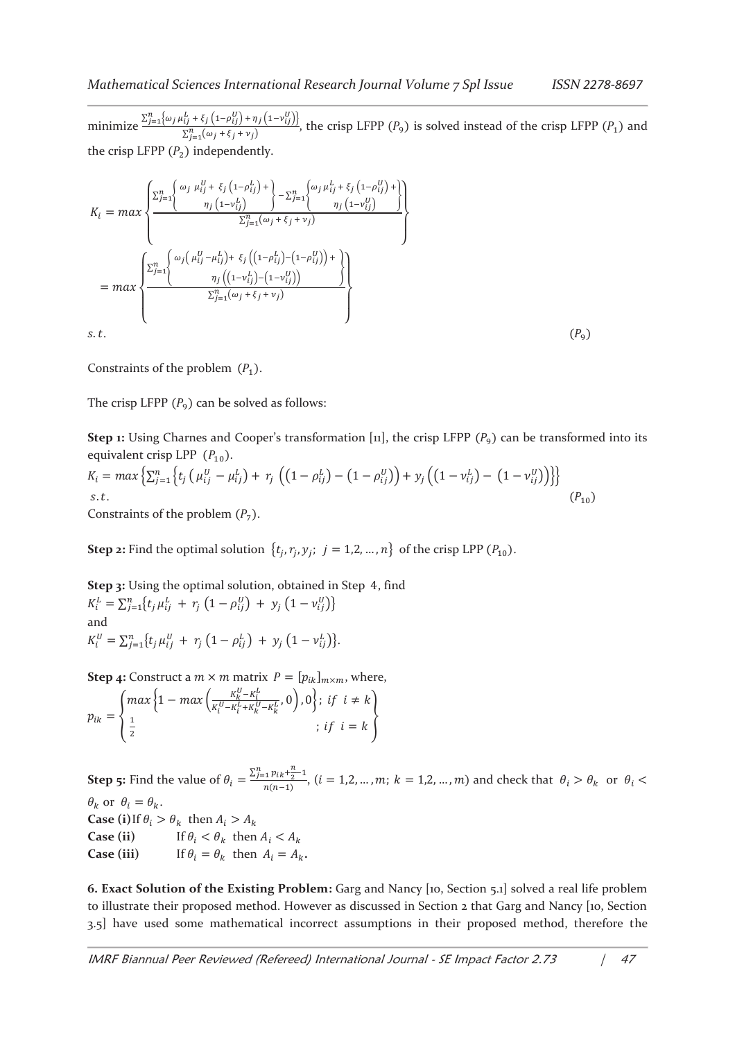minimize $\frac{\sum_{j=1}^{n}\{\omega_j\,\mu_{ij}^L + \xi_j\left(1-\rho_{ij}^U\right) + \eta_j\left(1-\nu_{ij}^U\right)\}}{\sum_{j=1}^{n}(\omega_j + \xi_j + \nu_j)}$, the crisp LFPP ($P_9$) is solved instead of the crisp LFPP ($P_1$) and the crisp LFPP ($P_2$) independently.

$$K_i = max\left\{\frac{\sum_{j=1}^{n}\left\{\begin{matrix}\omega_j\ \mu_{ij}^U + \ \xi_j\left(1-\rho_{ij}^L\right) + \\ \eta_j\left(1-\nu_{ij}^L\right)\end{matrix}\right\} - \sum_{j=1}^{n}\left\{\begin{matrix}\omega_j\,\mu_{ij}^L + \xi_j\left(1-\rho_{ij}^U\right) + \\ \eta_j\left(1-\nu_{ij}^U\right)\end{matrix}\right\}}{\sum_{j=1}^{n}(\omega_j + \xi_j + \nu_j)}\right\}$$

$$= max\left\{\frac{\sum_{j=1}^{n}\left\{\begin{matrix}\omega_j\left(\ \mu_{ij}^U - \mu_{ij}^L\right) + \ \xi_j\left(\left(1-\rho_{ij}^L\right)-\left(1-\rho_{ij}^U\right)\right) + \\ \eta_j\left(\left(1-\nu_{ij}^L\right)-\left(1-\nu_{ij}^U\right)\right)\end{matrix}\right\}}{\sum_{j=1}^{n}(\omega_j + \xi_j + \nu_j)}\right\}$$

$s.t.$ $\qquad (P_9)$

Constraints of the problem ($P_1$).

The crisp LFPP ($P_9$) can be solved as follows:

**Step 1:** Using Charnes and Cooper's transformation [11], the crisp LFPP ($P_9$) can be transformed into its equivalent crisp LPP ($P_{10}$).

$$K_i = max\left\{\sum_{j=1}^{n}\left\{t_j\left(\mu_{ij}^U - \mu_{ij}^L\right) + \ r_j\ \left(\left(1-\rho_{ij}^L\right) - \left(1-\rho_{ij}^U\right)\right) + y_j\left(\left(1-\nu_{ij}^L\right) - \ \left(1-\nu_{ij}^U\right)\right)\right\}\right\}$$

$s.t.$ $\qquad (P_{10})$

Constraints of the problem ($P_7$).

**Step 2:** Find the optimal solution $\{t_j, r_j, y_j;\ j = 1,2,\ldots,n\}$ of the crisp LPP ($P_{10}$).

**Step 3:** Using the optimal solution, obtained in Step 4, find

$K_i^L = \sum_{j=1}^{n}\{t_j\,\mu_{ij}^L\ +\ r_j\left(1-\rho_{ij}^U\right)\ +\ y_j\left(1-\nu_{ij}^U\right)\}$

and

$K_i^U = \sum_{j=1}^{n}\{t_j\,\mu_{ij}^U\ +\ r_j\left(1-\rho_{ij}^L\right)\ +\ y_j\left(1-\nu_{ij}^L\right)\}$.

**Step 4:** Construct a $m \times m$ matrix $P = [p_{ik}]_{m\times m}$, where,

$$p_{ik} = \begin{cases} max\left\{1 - max\left(\frac{K_k^U - K_i^L}{K_i^U - K_i^L + K_k^U - K_k^L}, 0\right), 0\right\};\ if\ \ i \neq k \\ \frac{1}{2} \qquad\qquad\qquad\qquad\qquad\qquad\qquad ;\ if\ \ i = k \end{cases}$$

**Step 5:** Find the value of $\theta_i = \frac{\sum_{j=1}^{n} p_{ik} + \frac{n}{2} - 1}{n(n-1)}$, ($i = 1,2,\ldots,m;\ k = 1,2,\ldots,m$) and check that $\theta_i > \theta_k$ or $\theta_i < \theta_k$ or $\theta_i = \theta_k$.

**Case (i)** If $\theta_i > \theta_k$ then $A_i > A_k$

**Case (ii)** If $\theta_i < \theta_k$ then $A_i < A_k$

**Case (iii)** If $\theta_i = \theta_k$ then $A_i = A_k$.

**6. Exact Solution of the Existing Problem:** Garg and Nancy [10, Section 5.1] solved a real life problem to illustrate their proposed method. However as discussed in Section 2 that Garg and Nancy [10, Section 3.5] have used some mathematical incorrect assumptions in their proposed method, therefore the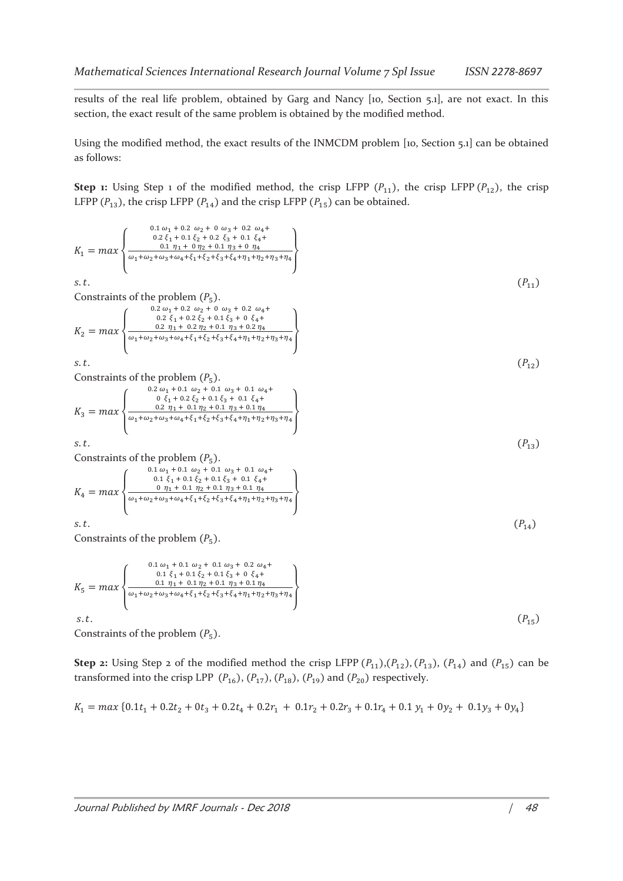results of the real life problem, obtained by Garg and Nancy [10, Section 5.1], are not exact. In this section, the exact result of the same problem is obtained by the modified method.

Using the modified method, the exact results of the INMCDM problem [10, Section 5.1] can be obtained as follows:

**Step 1:** Using Step 1 of the modified method, the crisp LFPP $(P_{11})$, the crisp LFPP $(P_{12})$, the crisp LFPP $(P_{13})$, the crisp LFPP $(P_{14})$ and the crisp LFPP $(P_{15})$ can be obtained.

$$K_1 = max\left\{\frac{\begin{array}{c}0.1\ \omega_1 + 0.2\ \omega_2 + 0\ \omega_3 + 0.2\ \omega_4 + \\ 0.2\ \xi_1 + 0.1\ \xi_2 + 0.2\ \xi_3 + 0.1\ \xi_4 + \\ 0.1\ \eta_1 + 0\ \eta_2 + 0.1\ \eta_3 + 0\ \eta_4\end{array}}{\omega_1+\omega_2+\omega_3+\omega_4+\xi_1+\xi_2+\xi_3+\xi_4+\eta_1+\eta_2+\eta_3+\eta_4}\right\}$$

$s.t.$ $\qquad (P_{11})$

Constraints of the problem $(P_5)$.

$$K_2 = max\left\{\frac{\begin{array}{c}0.2\ \omega_1 + 0.2\ \omega_2 + 0\ \omega_3 + 0.2\ \omega_4 + \\ 0.2\ \xi_1 + 0.2\ \xi_2 + 0.1\ \xi_3 + 0\ \xi_4 + \\ 0.2\ \eta_1 + 0.2\ \eta_2 + 0.1\ \eta_3 + 0.2\ \eta_4\end{array}}{\omega_1+\omega_2+\omega_3+\omega_4+\xi_1+\xi_2+\xi_3+\xi_4+\eta_1+\eta_2+\eta_3+\eta_4}\right\}$$

$s.t.$ $\qquad (P_{12})$

Constraints of the problem $(P_5)$.

$$K_3 = max\left\{\frac{\begin{array}{c}0.2\ \omega_1 + 0.1\ \omega_2 + 0.1\ \omega_3 + 0.1\ \omega_4 + \\ 0\ \xi_1 + 0.2\ \xi_2 + 0.1\ \xi_3 + 0.1\ \xi_4 + \\ 0.2\ \eta_1 + 0.1\ \eta_2 + 0.1\ \eta_3 + 0.1\ \eta_4\end{array}}{\omega_1+\omega_2+\omega_3+\omega_4+\xi_1+\xi_2+\xi_3+\xi_4+\eta_1+\eta_2+\eta_3+\eta_4}\right\}$$

$s.t.$ $\qquad (P_{13})$

Constraints of the problem $(P_5)$.

$$K_4 = max\left\{\frac{\begin{array}{c}0.1\ \omega_1 + 0.1\ \omega_2 + 0.1\ \omega_3 + 0.1\ \omega_4 + \\ 0.1\ \xi_1 + 0.1\ \xi_2 + 0.1\ \xi_3 + 0.1\ \xi_4 + \\ 0\ \eta_1 + 0.1\ \eta_2 + 0.1\ \eta_3 + 0.1\ \eta_4\end{array}}{\omega_1+\omega_2+\omega_3+\omega_4+\xi_1+\xi_2+\xi_3+\xi_4+\eta_1+\eta_2+\eta_3+\eta_4}\right\}$$

$s.t.$ $\qquad (P_{14})$

Constraints of the problem $(P_5)$.

$$K_5 = max\left\{\frac{\begin{array}{c}0.1\ \omega_1 + 0.1\ \omega_2 + 0.1\ \omega_3 + 0.2\ \omega_4 + \\ 0.1\ \xi_1 + 0.1\ \xi_2 + 0.1\ \xi_3 + 0\ \xi_4 + \\ 0.1\ \eta_1 + 0.1\ \eta_2 + 0.1\ \eta_3 + 0.1\ \eta_4\end{array}}{\omega_1+\omega_2+\omega_3+\omega_4+\xi_1+\xi_2+\xi_3+\xi_4+\eta_1+\eta_2+\eta_3+\eta_4}\right\}$$

$s.t.$ $\qquad (P_{15})$

Constraints of the problem $(P_5)$.

**Step 2:** Using Step 2 of the modified method the crisp LFPP $(P_{11})$, $(P_{12})$, $(P_{13})$, $(P_{14})$ and $(P_{15})$ can be transformed into the crisp LPP $(P_{16})$, $(P_{17})$, $(P_{18})$, $(P_{19})$ and $(P_{20})$ respectively.

$K_1 = max\ \{0.1t_1 + 0.2t_2 + 0t_3 + 0.2t_4 + 0.2r_1 + 0.1r_2 + 0.2r_3 + 0.1r_4 + 0.1\ y_1 + 0y_2 + 0.1y_3 + 0y_4\}$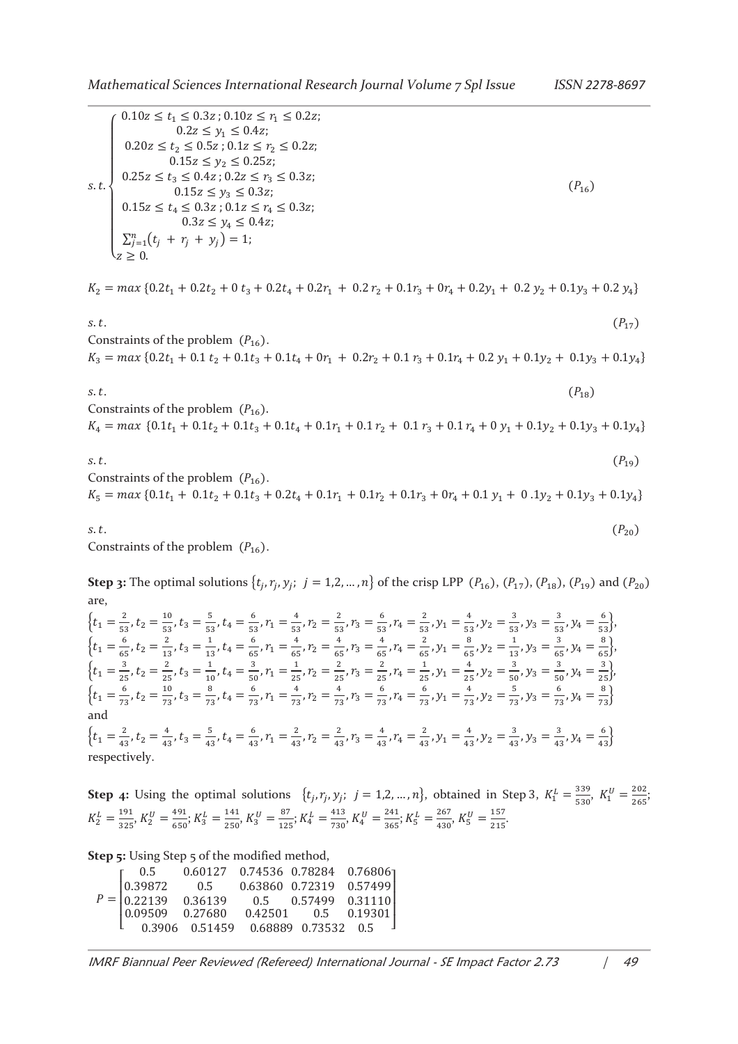$$
s.t.\begin{cases}
0.10z \le t_1 \le 0.3z\,;\, 0.10z \le r_1 \le 0.2z; \\
0.2z \le y_1 \le 0.4z; \\
0.20z \le t_2 \le 0.5z\,;\, 0.1z \le r_2 \le 0.2z; \\
0.15z \le y_2 \le 0.25z; \\
0.25z \le t_3 \le 0.4z\,;\, 0.2z \le r_3 \le 0.3z; \\
0.15z \le y_3 \le 0.3z; \\
0.15z \le t_4 \le 0.3z\,;\, 0.1z \le r_4 \le 0.3z; \\
0.3z \le y_4 \le 0.4z; \\
\sum_{j=1}^{n}\left(t_j + r_j + y_j\right) = 1; \\
z \ge 0.
\end{cases} \qquad (P_{16})
$$

$$K_2 = max\,\{0.2t_1 + 0.2t_2 + 0\,t_3 + 0.2t_4 + 0.2r_1 + 0.2\,r_2 + 0.1r_3 + 0r_4 + 0.2y_1 + 0.2\,y_2 + 0.1y_3 + 0.2\,y_4\}$$

$$s.t. \qquad (P_{17})$$

Constraints of the problem $(P_{16})$.

$$K_3 = max\,\{0.2t_1 + 0.1\,t_2 + 0.1t_3 + 0.1t_4 + 0r_1 + 0.2r_2 + 0.1\,r_3 + 0.1r_4 + 0.2\,y_1 + 0.1y_2 + 0.1y_3 + 0.1y_4\}$$

$$s.t. \qquad (P_{18})$$

Constraints of the problem $(P_{16})$.

$$K_4 = max\,\{0.1t_1 + 0.1t_2 + 0.1t_3 + 0.1t_4 + 0.1r_1 + 0.1\,r_2 + 0.1\,r_3 + 0.1\,r_4 + 0\,y_1 + 0.1y_2 + 0.1y_3 + 0.1y_4\}$$

$$s.t. \qquad (P_{19})$$

Constraints of the problem $(P_{16})$.

$$K_5 = max\,\{0.1t_1 + 0.1t_2 + 0.1t_3 + 0.2t_4 + 0.1r_1 + 0.1r_2 + 0.1r_3 + 0r_4 + 0.1\,y_1 + 0\,.1y_2 + 0.1y_3 + 0.1y_4\}$$

$$s.t. \qquad (P_{20})$$

Constraints of the problem $(P_{16})$.

**Step 3:** The optimal solutions $\{t_j, r_j, y_j;\ j = 1,2,\dots,n\}$ of the crisp LPP $(P_{16})$, $(P_{17})$, $(P_{18})$, $(P_{19})$ and $(P_{20})$ are,

$\left\{t_1 = \frac{2}{53}, t_2 = \frac{10}{53}, t_3 = \frac{5}{53}, t_4 = \frac{6}{53}, r_1 = \frac{4}{53}, r_2 = \frac{2}{53}, r_3 = \frac{6}{53}, r_4 = \frac{2}{53}, y_1 = \frac{4}{53}, y_2 = \frac{3}{53}, y_3 = \frac{3}{53}, y_4 = \frac{6}{53}\right\}$,
$\left\{t_1 = \frac{6}{65}, t_2 = \frac{2}{13}, t_3 = \frac{1}{13}, t_4 = \frac{6}{65}, r_1 = \frac{4}{65}, r_2 = \frac{4}{65}, r_3 = \frac{4}{65}, r_4 = \frac{2}{65}, y_1 = \frac{8}{65}, y_2 = \frac{1}{13}, y_3 = \frac{3}{65}, y_4 = \frac{8}{65}\right\}$,
$\left\{t_1 = \frac{3}{25}, t_2 = \frac{2}{25}, t_3 = \frac{1}{10}, t_4 = \frac{3}{50}, r_1 = \frac{1}{25}, r_2 = \frac{2}{25}, r_3 = \frac{2}{25}, r_4 = \frac{1}{25}, y_1 = \frac{4}{25}, y_2 = \frac{3}{50}, y_3 = \frac{3}{50}, y_4 = \frac{3}{25}\right\}$,
$\left\{t_1 = \frac{6}{73}, t_2 = \frac{10}{73}, t_3 = \frac{8}{73}, t_4 = \frac{6}{73}, r_1 = \frac{4}{73}, r_2 = \frac{4}{73}, r_3 = \frac{6}{73}, r_4 = \frac{6}{73}, y_1 = \frac{4}{73}, y_2 = \frac{5}{73}, y_3 = \frac{6}{73}, y_4 = \frac{8}{73}\right\}$
and
$\left\{t_1 = \frac{2}{43}, t_2 = \frac{4}{43}, t_3 = \frac{5}{43}, t_4 = \frac{6}{43}, r_1 = \frac{2}{43}, r_2 = \frac{2}{43}, r_3 = \frac{4}{43}, r_4 = \frac{2}{43}, y_1 = \frac{4}{43}, y_2 = \frac{3}{43}, y_3 = \frac{3}{43}, y_4 = \frac{6}{43}\right\}$
respectively.

**Step 4:** Using the optimal solutions $\{t_j, r_j, y_j;\ j = 1,2,\dots,n\}$, obtained in Step 3, $K_1^L = \frac{339}{530}$, $K_1^U = \frac{202}{265}$; $K_2^L = \frac{191}{325}$, $K_2^U = \frac{491}{650}$; $K_3^L = \frac{141}{250}$, $K_3^U = \frac{87}{125}$; $K_4^L = \frac{413}{730}$, $K_4^U = \frac{241}{365}$; $K_5^L = \frac{267}{430}$, $K_5^U = \frac{157}{215}$.

**Step 5:** Using Step 5 of the modified method,

$$
P = \begin{bmatrix}
0.5 & 0.60127 & 0.74536 & 0.78284 & 0.76806 \\
0.39872 & 0.5 & 0.63860 & 0.72319 & 0.57499 \\
0.22139 & 0.36139 & 0.5 & 0.57499 & 0.31110 \\
0.09509 & 0.27680 & 0.42501 & 0.5 & 0.19301 \\
0.3906 & 0.51459 & 0.68889 & 0.73532 & 0.5
\end{bmatrix}
$$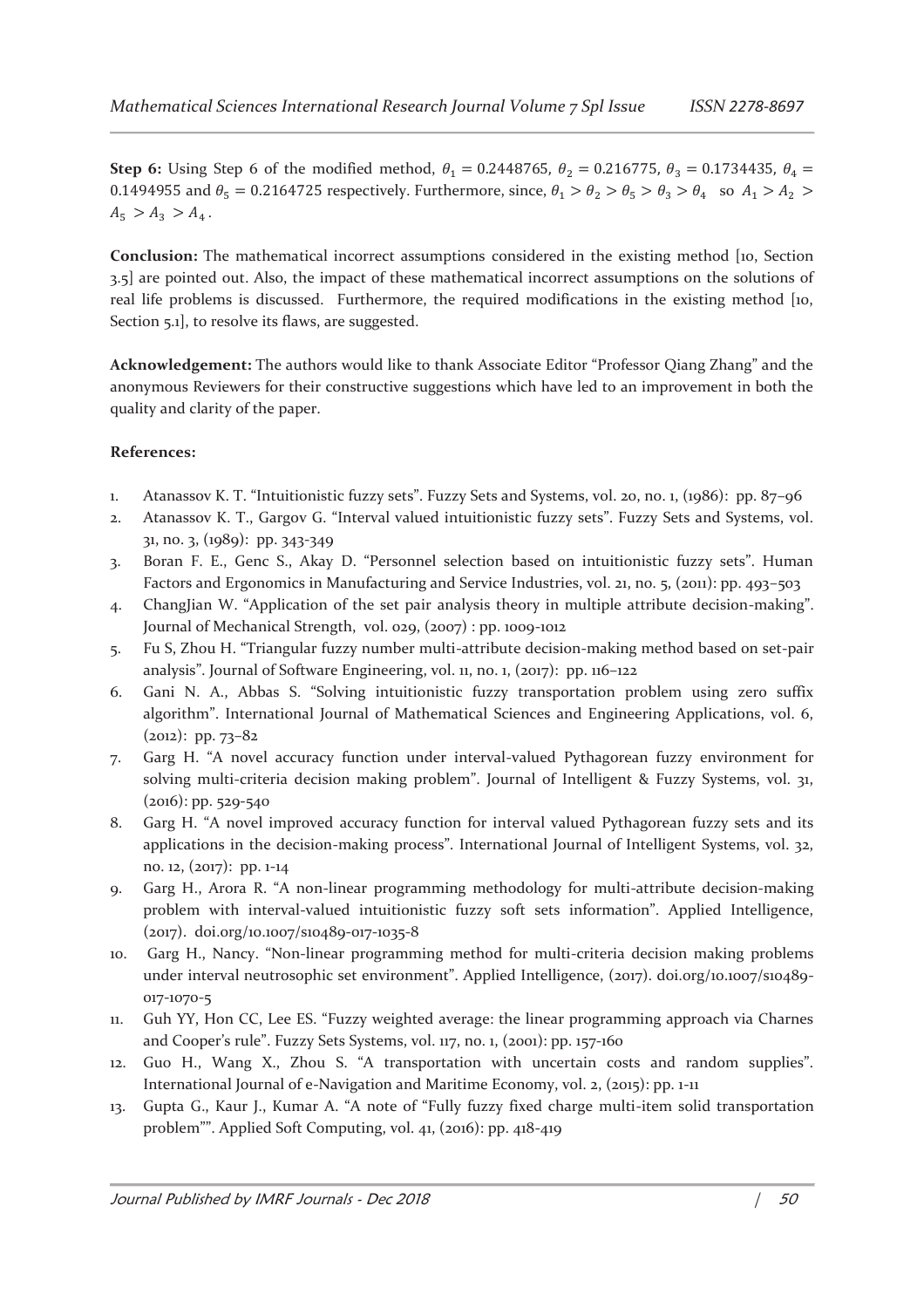**Step 6:** Using Step 6 of the modified method, $\theta_1 = 0.2448765$, $\theta_2 = 0.216775$, $\theta_3 = 0.1734435$, $\theta_4 = 0.1494955$ and $\theta_5 = 0.2164725$ respectively. Furthermore, since, $\theta_1 > \theta_2 > \theta_5 > \theta_3 > \theta_4$ so $A_1 > A_2 > A_5 > A_3 > A_4$.

**Conclusion:** The mathematical incorrect assumptions considered in the existing method [10, Section 3.5] are pointed out. Also, the impact of these mathematical incorrect assumptions on the solutions of real life problems is discussed. Furthermore, the required modifications in the existing method [10, Section 5.1], to resolve its flaws, are suggested.

**Acknowledgement:** The authors would like to thank Associate Editor "Professor Qiang Zhang" and the anonymous Reviewers for their constructive suggestions which have led to an improvement in both the quality and clarity of the paper.

**References:**

1. Atanassov K. T. "Intuitionistic fuzzy sets". Fuzzy Sets and Systems, vol. 20, no. 1, (1986): pp. 87–96
2. Atanassov K. T., Gargov G. "Interval valued intuitionistic fuzzy sets". Fuzzy Sets and Systems, vol. 31, no. 3, (1989): pp. 343-349
3. Boran F. E., Genc S., Akay D. "Personnel selection based on intuitionistic fuzzy sets". Human Factors and Ergonomics in Manufacturing and Service Industries, vol. 21, no. 5, (2011): pp. 493–503
4. ChangJian W. "Application of the set pair analysis theory in multiple attribute decision-making". Journal of Mechanical Strength, vol. 029, (2007) : pp. 1009-1012
5. Fu S, Zhou H. "Triangular fuzzy number multi-attribute decision-making method based on set-pair analysis". Journal of Software Engineering, vol. 11, no. 1, (2017): pp. 116–122
6. Gani N. A., Abbas S. "Solving intuitionistic fuzzy transportation problem using zero suffix algorithm". International Journal of Mathematical Sciences and Engineering Applications, vol. 6, (2012): pp. 73–82
7. Garg H. "A novel accuracy function under interval-valued Pythagorean fuzzy environment for solving multi-criteria decision making problem". Journal of Intelligent & Fuzzy Systems, vol. 31, (2016): pp. 529-540
8. Garg H. "A novel improved accuracy function for interval valued Pythagorean fuzzy sets and its applications in the decision-making process". International Journal of Intelligent Systems, vol. 32, no. 12, (2017): pp. 1-14
9. Garg H., Arora R. "A non-linear programming methodology for multi-attribute decision-making problem with interval-valued intuitionistic fuzzy soft sets information". Applied Intelligence, (2017). doi.org/10.1007/s10489-017-1035-8
10. Garg H., Nancy. "Non-linear programming method for multi-criteria decision making problems under interval neutrosophic set environment". Applied Intelligence, (2017). doi.org/10.1007/s10489-017-1070-5
11. Guh YY, Hon CC, Lee ES. "Fuzzy weighted average: the linear programming approach via Charnes and Cooper's rule". Fuzzy Sets Systems, vol. 117, no. 1, (2001): pp. 157-160
12. Guo H., Wang X., Zhou S. "A transportation with uncertain costs and random supplies". International Journal of e-Navigation and Maritime Economy, vol. 2, (2015): pp. 1-11
13. Gupta G., Kaur J., Kumar A. "A note of "Fully fuzzy fixed charge multi-item solid transportation problem"". Applied Soft Computing, vol. 41, (2016): pp. 418-419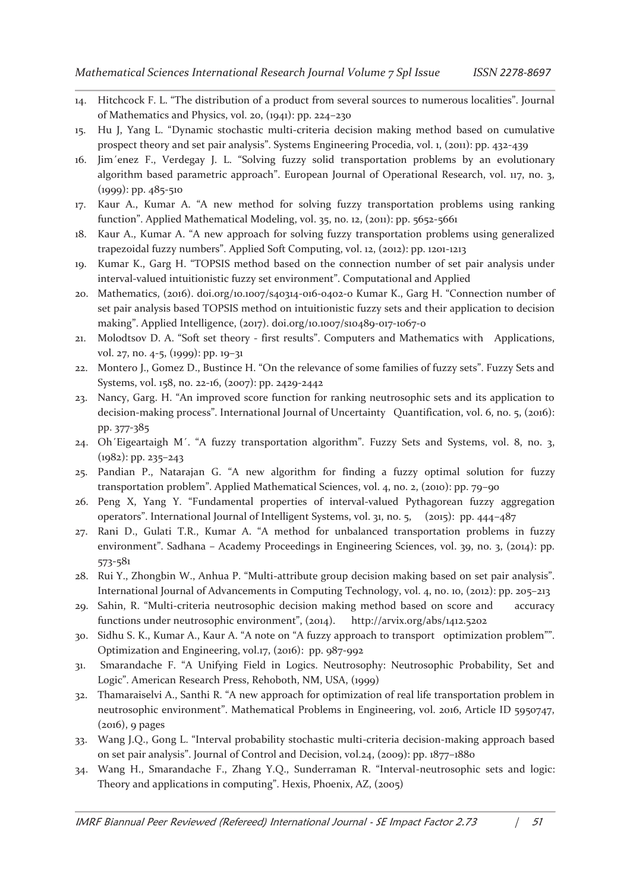14. Hitchcock F. L. “The distribution of a product from several sources to numerous localities”. Journal of Mathematics and Physics, vol. 20, (1941): pp. 224–230
15. Hu J, Yang L. “Dynamic stochastic multi-criteria decision making method based on cumulative prospect theory and set pair analysis”. Systems Engineering Procedia, vol. 1, (2011): pp. 432-439
16. Jim´enez F., Verdegay J. L. “Solving fuzzy solid transportation problems by an evolutionary algorithm based parametric approach”. European Journal of Operational Research, vol. 117, no. 3, (1999): pp. 485-510
17. Kaur A., Kumar A. “A new method for solving fuzzy transportation problems using ranking function”. Applied Mathematical Modeling, vol. 35, no. 12, (2011): pp. 5652-5661
18. Kaur A., Kumar A. “A new approach for solving fuzzy transportation problems using generalized trapezoidal fuzzy numbers”. Applied Soft Computing, vol. 12, (2012): pp. 1201-1213
19. Kumar K., Garg H. “TOPSIS method based on the connection number of set pair analysis under interval-valued intuitionistic fuzzy set environment”. Computational and Applied
20. Mathematics, (2016). doi.org/10.1007/s40314-016-0402-0 Kumar K., Garg H. “Connection number of set pair analysis based TOPSIS method on intuitionistic fuzzy sets and their application to decision making”. Applied Intelligence, (2017). doi.org/10.1007/s10489-017-1067-0
21. Molodtsov D. A. “Soft set theory - first results”. Computers and Mathematics with Applications, vol. 27, no. 4-5, (1999): pp. 19–31
22. Montero J., Gomez D., Bustince H. “On the relevance of some families of fuzzy sets”. Fuzzy Sets and Systems, vol. 158, no. 22-16, (2007): pp. 2429-2442
23. Nancy, Garg. H. “An improved score function for ranking neutrosophic sets and its application to decision-making process”. International Journal of Uncertainty Quantification, vol. 6, no. 5, (2016): pp. 377-385
24. Oh´Eigeartaigh M´. “A fuzzy transportation algorithm”. Fuzzy Sets and Systems, vol. 8, no. 3, (1982): pp. 235–243
25. Pandian P., Natarajan G. “A new algorithm for finding a fuzzy optimal solution for fuzzy transportation problem”. Applied Mathematical Sciences, vol. 4, no. 2, (2010): pp. 79–90
26. Peng X, Yang Y. “Fundamental properties of interval-valued Pythagorean fuzzy aggregation operators”. International Journal of Intelligent Systems, vol. 31, no. 5, (2015): pp. 444–487
27. Rani D., Gulati T.R., Kumar A. “A method for unbalanced transportation problems in fuzzy environment”. Sadhana – Academy Proceedings in Engineering Sciences, vol. 39, no. 3, (2014): pp. 573-581
28. Rui Y., Zhongbin W., Anhua P. “Multi-attribute group decision making based on set pair analysis”. International Journal of Advancements in Computing Technology, vol. 4, no. 10, (2012): pp. 205–213
29. Sahin, R. “Multi-criteria neutrosophic decision making method based on score and accuracy functions under neutrosophic environment”, (2014). http://arvix.org/abs/1412.5202
30. Sidhu S. K., Kumar A., Kaur A. “A note on “A fuzzy approach to transport optimization problem””. Optimization and Engineering, vol.17, (2016): pp. 987-992
31. Smarandache F. “A Unifying Field in Logics. Neutrosophy: Neutrosophic Probability, Set and Logic”. American Research Press, Rehoboth, NM, USA, (1999)
32. Thamaraiselvi A., Santhi R. “A new approach for optimization of real life transportation problem in neutrosophic environment”. Mathematical Problems in Engineering, vol. 2016, Article ID 5950747, (2016), 9 pages
33. Wang J.Q., Gong L. “Interval probability stochastic multi-criteria decision-making approach based on set pair analysis”. Journal of Control and Decision, vol.24, (2009): pp. 1877–1880
34. Wang H., Smarandache F., Zhang Y.Q., Sunderraman R. “Interval-neutrosophic sets and logic: Theory and applications in computing”. Hexis, Phoenix, AZ, (2005)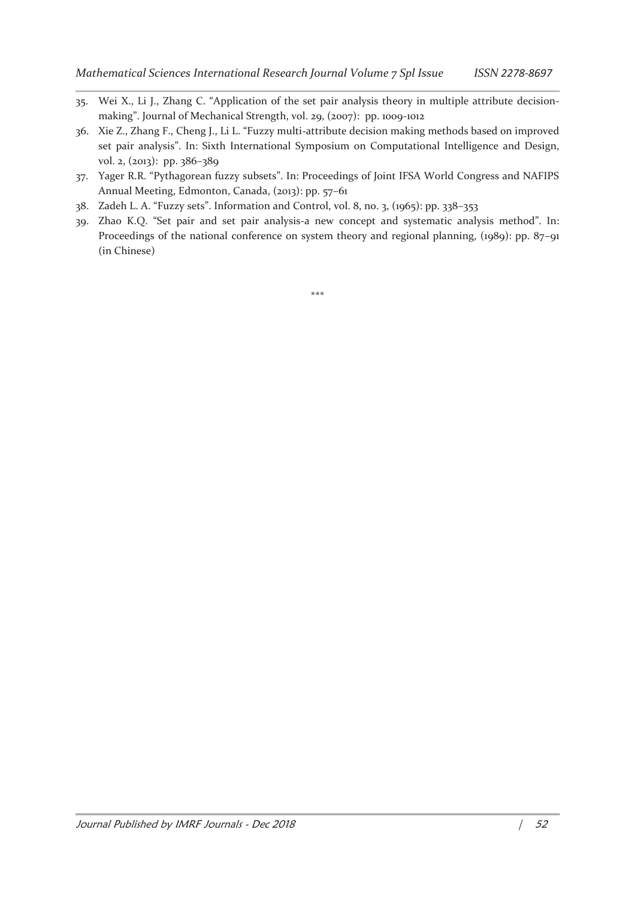35. Wei X., Li J., Zhang C. "Application of the set pair analysis theory in multiple attribute decision-making". Journal of Mechanical Strength, vol. 29, (2007): pp. 1009-1012
36. Xie Z., Zhang F., Cheng J., Li L. "Fuzzy multi-attribute decision making methods based on improved set pair analysis". In: Sixth International Symposium on Computational Intelligence and Design, vol. 2, (2013): pp. 386–389
37. Yager R.R. "Pythagorean fuzzy subsets". In: Proceedings of Joint IFSA World Congress and NAFIPS Annual Meeting, Edmonton, Canada, (2013): pp. 57–61
38. Zadeh L. A. "Fuzzy sets". Information and Control, vol. 8, no. 3, (1965): pp. 338–353
39. Zhao K.Q. "Set pair and set pair analysis-a new concept and systematic analysis method". In: Proceedings of the national conference on system theory and regional planning, (1989): pp. 87–91 (in Chinese)

***